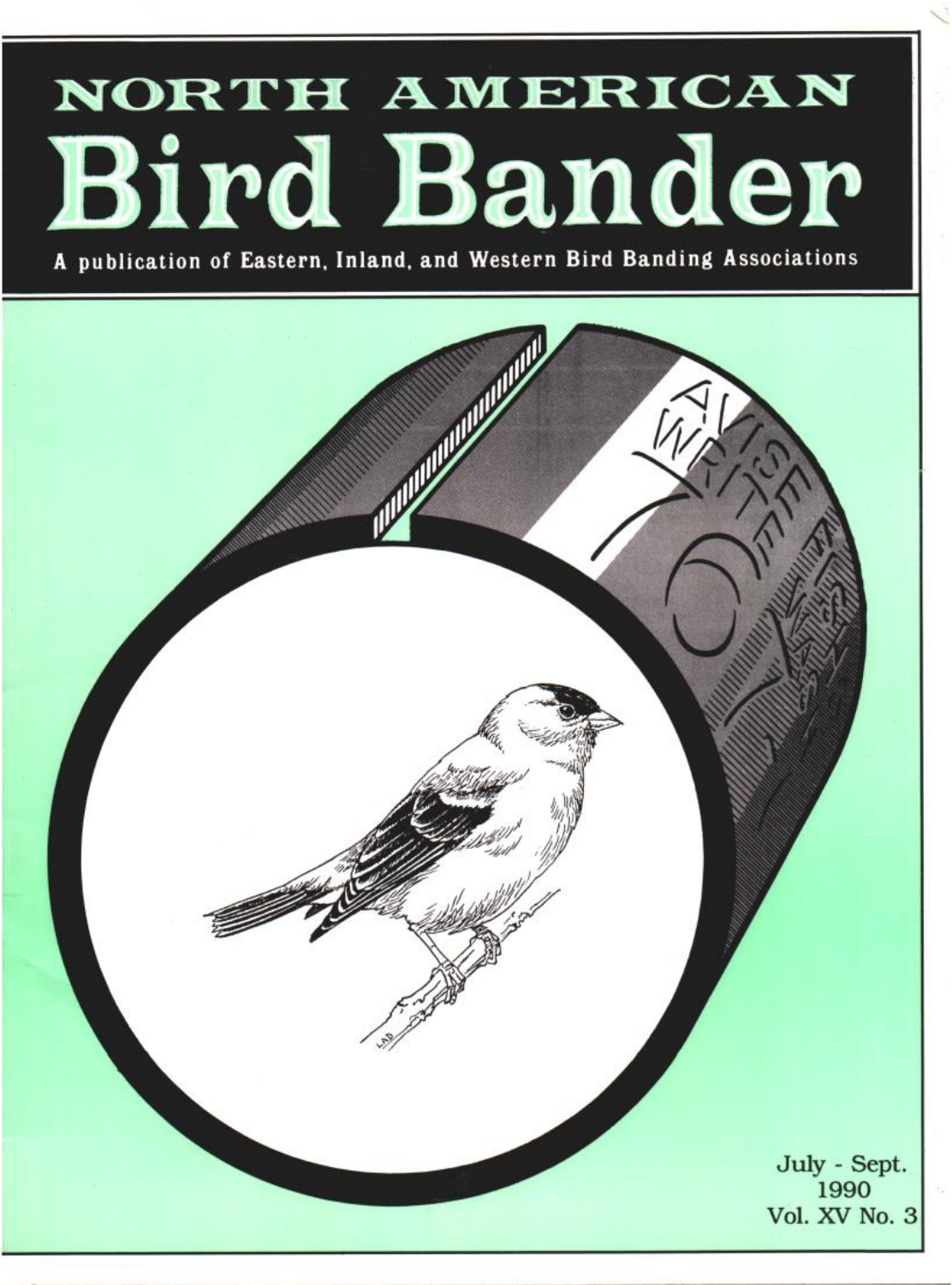# NORTH AMERICAN Bird Bander

A publication of Eastern, Inland, and Western Bird Banding Associations

July - Sept.
1990
Vol. XV No. 3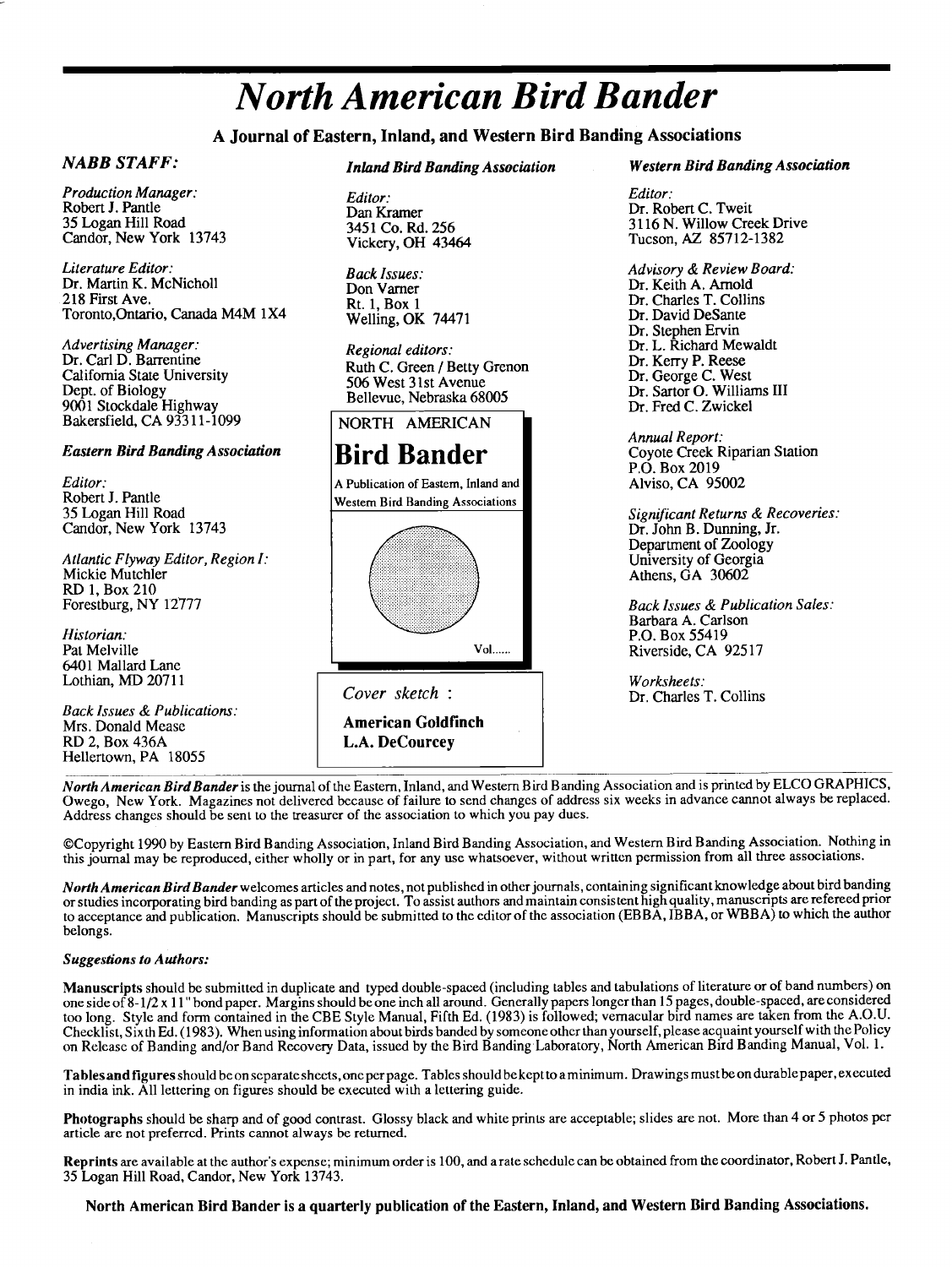# North American Bird Bander

**A Journal of Eastern, Inland, and Western Bird Banding Associations**

### *NABB STAFF:*

*Production Manager:*
Robert J. Pantle
35 Logan Hill Road
Candor, New York 13743

*Literature Editor:*
Dr. Martin K. McNicholl
218 First Ave.
Toronto,Ontario, Canada M4M 1X4

*Advertising Manager:*
Dr. Carl D. Barrentine
California State University
Dept. of Biology
9001 Stockdale Highway
Bakersfield, CA 93311-1099

### *Eastern Bird Banding Association*

*Editor:*
Robert J. Pantle
35 Logan Hill Road
Candor, New York 13743

*Atlantic Flyway Editor, Region I:*
Mickie Mutchler
RD 1, Box 210
Forestburg, NY 12777

*Historian:*
Pat Melville
6401 Mallard Lane
Lothian, MD 20711

*Back Issues & Publications:*
Mrs. Donald Mease
RD 2, Box 436A
Hellertown, PA 18055

### *Inland Bird Banding Association*

*Editor:*
Dan Kramer
3451 Co. Rd. 256
Vickery, OH 43464

*Back Issues:*
Don Varner
Rt. 1, Box 1
Welling, OK 74471

*Regional editors:*
Ruth C. Green / Betty Grenon
506 West 31st Avenue
Bellevue, Nebraska 68005

NORTH AMERICAN
**Bird Bander**
A Publication of Eastern, Inland and Western Bird Banding Associations

Vol......

*Cover sketch* :
**American Goldfinch**
**L.A. DeCourcey**

### *Western Bird Banding Association*

*Editor:*
Dr. Robert C. Tweit
3116 N. Willow Creek Drive
Tucson, AZ 85712-1382

*Advisory & Review Board:*
Dr. Keith A. Arnold
Dr. Charles T. Collins
Dr. David DeSante
Dr. Stephen Ervin
Dr. L. Richard Mewaldt
Dr. Kerry P. Reese
Dr. George C. West
Dr. Sartor O. Williams III
Dr. Fred C. Zwickel

*Annual Report:*
Coyote Creek Riparian Station
P.O. Box 2019
Alviso, CA 95002

*Significant Returns & Recoveries:*
Dr. John B. Dunning, Jr.
Department of Zoology
University of Georgia
Athens, GA 30602

*Back Issues & Publication Sales:*
Barbara A. Carlson
P.O. Box 55419
Riverside, CA 92517

*Worksheets:*
Dr. Charles T. Collins

---

***North American Bird Bander*** is the journal of the Eastern, Inland, and Western Bird Banding Association and is printed by ELCO GRAPHICS, Owego, New York. Magazines not delivered because of failure to send changes of address six weeks in advance cannot always be replaced. Address changes should be sent to the treasurer of the association to which you pay dues.

©Copyright 1990 by Eastern Bird Banding Association, Inland Bird Banding Association, and Western Bird Banding Association. Nothing in this journal may be reproduced, either wholly or in part, for any use whatsoever, without written permission from all three associations.

***North American Bird Bander*** welcomes articles and notes, not published in other journals, containing significant knowledge about bird banding or studies incorporating bird banding as part of the project. To assist authors and maintain consistent high quality, manuscripts are refereed prior to acceptance and publication. Manuscripts should be submitted to the editor of the association (EBBA, IBBA, or WBBA) to which the author belongs.

### *Suggestions to Authors:*

**Manuscripts** should be submitted in duplicate and typed double-spaced (including tables and tabulations of literature or of band numbers) on one side of 8-1/2 x 11" bond paper. Margins should be one inch all around. Generally papers longer than 15 pages, double-spaced, are considered too long. Style and form contained in the CBE Style Manual, Fifth Ed. (1983) is followed; vernacular bird names are taken from the A.O.U. Checklist, Sixth Ed. (1983). When using information about birds banded by someone other than yourself, please acquaint yourself with the Policy on Release of Banding and/or Band Recovery Data, issued by the Bird Banding Laboratory, North American Bird Banding Manual, Vol. 1.

**Tables and figures** should be on separate sheets, one per page. Tables should be kept to a minimum. Drawings must be on durable paper, executed in india ink. All lettering on figures should be executed with a lettering guide.

**Photographs** should be sharp and of good contrast. Glossy black and white prints are acceptable; slides are not. More than 4 or 5 photos per article are not preferred. Prints cannot always be returned.

**Reprints** are available at the author's expense; minimum order is 100, and a rate schedule can be obtained from the coordinator, Robert J. Pantle, 35 Logan Hill Road, Candor, New York 13743.

**North American Bird Bander is a quarterly publication of the Eastern, Inland, and Western Bird Banding Associations.**